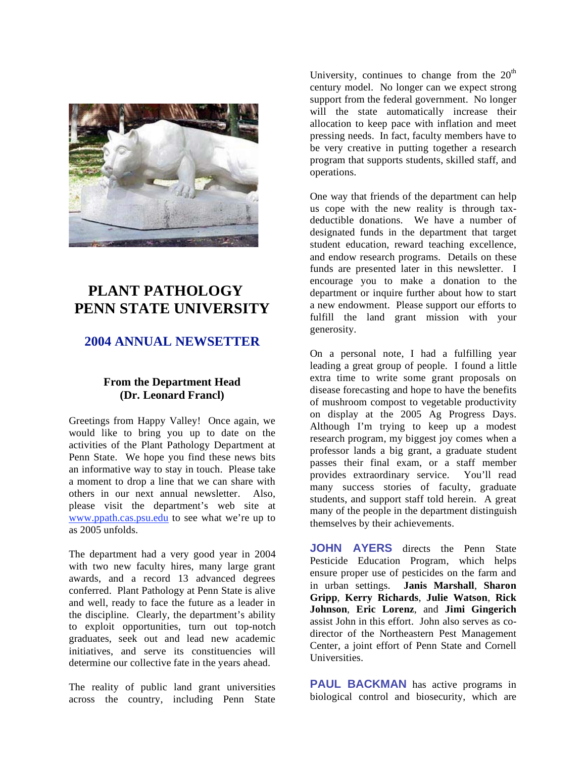# PLANT PATHOLOGY
# PENN STATE UNIVERSITY

## 2004 ANNUAL NEWSETTER

### From the Department Head
### (Dr. Leonard Francl)

Greetings from Happy Valley! Once again, we would like to bring you up to date on the activities of the Plant Pathology Department at Penn State. We hope you find these news bits an informative way to stay in touch. Please take a moment to drop a line that we can share with others in our next annual newsletter. Also, please visit the department's web site at www.ppath.cas.psu.edu to see what we're up to as 2005 unfolds.

The department had a very good year in 2004 with two new faculty hires, many large grant awards, and a record 13 advanced degrees conferred. Plant Pathology at Penn State is alive and well, ready to face the future as a leader in the discipline. Clearly, the department's ability to exploit opportunities, turn out top-notch graduates, seek out and lead new academic initiatives, and serve its constituencies will determine our collective fate in the years ahead.

The reality of public land grant universities across the country, including Penn State University, continues to change from the 20th century model. No longer can we expect strong support from the federal government. No longer will the state automatically increase their allocation to keep pace with inflation and meet pressing needs. In fact, faculty members have to be very creative in putting together a research program that supports students, skilled staff, and operations.

One way that friends of the department can help us cope with the new reality is through tax-deductible donations. We have a number of designated funds in the department that target student education, reward teaching excellence, and endow research programs. Details on these funds are presented later in this newsletter. I encourage you to make a donation to the department or inquire further about how to start a new endowment. Please support our efforts to fulfill the land grant mission with your generosity.

On a personal note, I had a fulfilling year leading a great group of people. I found a little extra time to write some grant proposals on disease forecasting and hope to have the benefits of mushroom compost to vegetable productivity on display at the 2005 Ag Progress Days. Although I'm trying to keep up a modest research program, my biggest joy comes when a professor lands a big grant, a graduate student passes their final exam, or a staff member provides extraordinary service. You'll read many success stories of faculty, graduate students, and support staff told herein. A great many of the people in the department distinguish themselves by their achievements.

**JOHN AYERS** directs the Penn State Pesticide Education Program, which helps ensure proper use of pesticides on the farm and in urban settings. **Janis Marshall**, **Sharon Gripp**, **Kerry Richards**, **Julie Watson**, **Rick Johnson**, **Eric Lorenz**, and **Jimi Gingerich** assist John in this effort. John also serves as co-director of the Northeastern Pest Management Center, a joint effort of Penn State and Cornell Universities.

**PAUL BACKMAN** has active programs in biological control and biosecurity, which are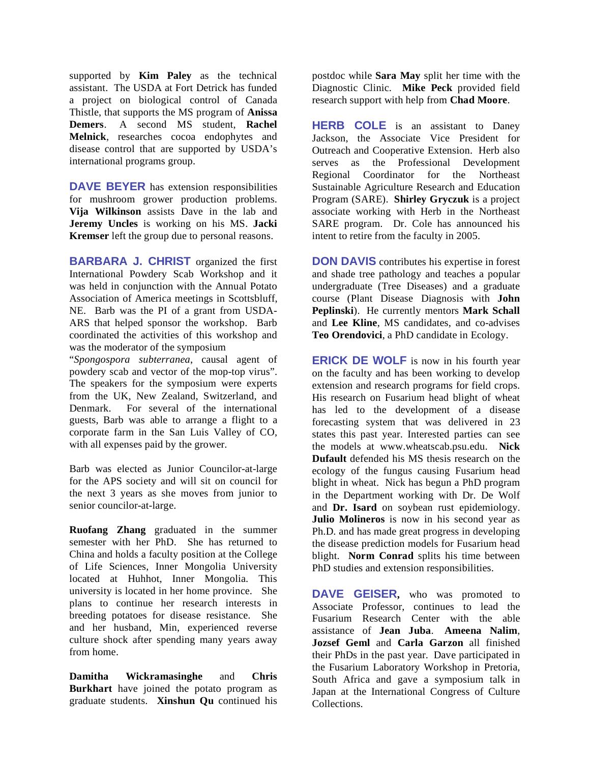supported by **Kim Paley** as the technical assistant. The USDA at Fort Detrick has funded a project on biological control of Canada Thistle, that supports the MS program of **Anissa Demers**. A second MS student, **Rachel Melnick**, researches cocoa endophytes and disease control that are supported by USDA's international programs group.

**DAVE BEYER** has extension responsibilities for mushroom grower production problems. **Vija Wilkinson** assists Dave in the lab and **Jeremy Uncles** is working on his MS. **Jacki Kremser** left the group due to personal reasons.

**BARBARA J. CHRIST** organized the first International Powdery Scab Workshop and it was held in conjunction with the Annual Potato Association of America meetings in Scottsbluff, NE. Barb was the PI of a grant from USDA-ARS that helped sponsor the workshop. Barb coordinated the activities of this workshop and was the moderator of the symposium "*Spongospora subterranea*, causal agent of powdery scab and vector of the mop-top virus". The speakers for the symposium were experts from the UK, New Zealand, Switzerland, and Denmark. For several of the international guests, Barb was able to arrange a flight to a corporate farm in the San Luis Valley of CO, with all expenses paid by the grower.

Barb was elected as Junior Councilor-at-large for the APS society and will sit on council for the next 3 years as she moves from junior to senior councilor-at-large.

**Ruofang Zhang** graduated in the summer semester with her PhD. She has returned to China and holds a faculty position at the College of Life Sciences, Inner Mongolia University located at Huhhot, Inner Mongolia. This university is located in her home province. She plans to continue her research interests in breeding potatoes for disease resistance. She and her husband, Min, experienced reverse culture shock after spending many years away from home.

**Damitha Wickramasinghe** and **Chris Burkhart** have joined the potato program as graduate students. **Xinshun Qu** continued his postdoc while **Sara May** split her time with the Diagnostic Clinic. **Mike Peck** provided field research support with help from **Chad Moore**.

**HERB COLE** is an assistant to Daney Jackson, the Associate Vice President for Outreach and Cooperative Extension. Herb also serves as the Professional Development Regional Coordinator for the Northeast Sustainable Agriculture Research and Education Program (SARE). **Shirley Gryczuk** is a project associate working with Herb in the Northeast SARE program. Dr. Cole has announced his intent to retire from the faculty in 2005.

**DON DAVIS** contributes his expertise in forest and shade tree pathology and teaches a popular undergraduate (Tree Diseases) and a graduate course (Plant Disease Diagnosis with **John Peplinski**). He currently mentors **Mark Schall** and **Lee Kline**, MS candidates, and co-advises **Teo Orendovici**, a PhD candidate in Ecology.

**ERICK DE WOLF** is now in his fourth year on the faculty and has been working to develop extension and research programs for field crops. His research on Fusarium head blight of wheat has led to the development of a disease forecasting system that was delivered in 23 states this past year. Interested parties can see the models at www.wheatscab.psu.edu. **Nick Dufault** defended his MS thesis research on the ecology of the fungus causing Fusarium head blight in wheat. Nick has begun a PhD program in the Department working with Dr. De Wolf and **Dr. Isard** on soybean rust epidemiology. **Julio Molineros** is now in his second year as Ph.D. and has made great progress in developing the disease prediction models for Fusarium head blight. **Norm Conrad** splits his time between PhD studies and extension responsibilities.

**DAVE GEISER,** who was promoted to Associate Professor, continues to lead the Fusarium Research Center with the able assistance of **Jean Juba**. **Ameena Nalim**, **Jozsef Geml** and **Carla Garzon** all finished their PhDs in the past year. Dave participated in the Fusarium Laboratory Workshop in Pretoria, South Africa and gave a symposium talk in Japan at the International Congress of Culture Collections.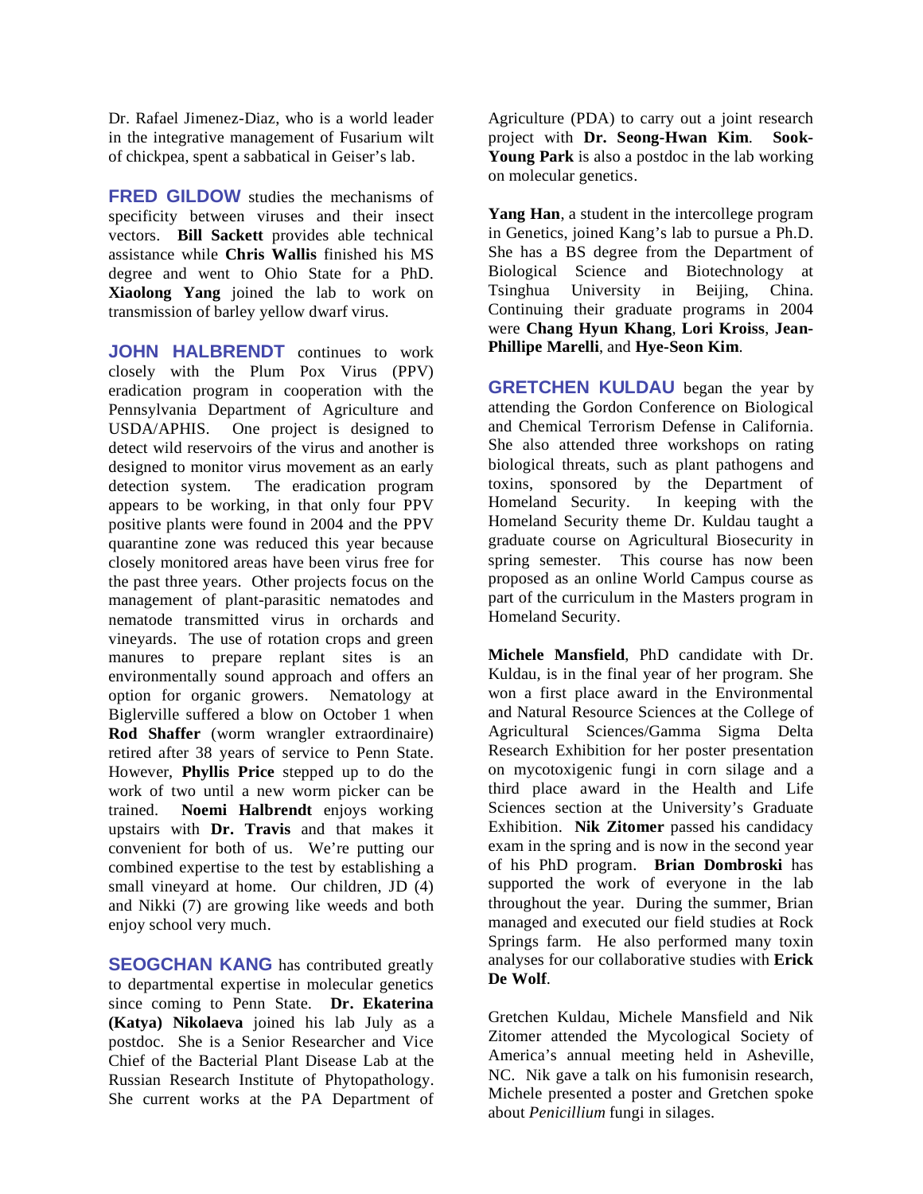Dr. Rafael Jimenez-Diaz, who is a world leader in the integrative management of Fusarium wilt of chickpea, spent a sabbatical in Geiser's lab.

**FRED GILDOW** studies the mechanisms of specificity between viruses and their insect vectors. **Bill Sackett** provides able technical assistance while **Chris Wallis** finished his MS degree and went to Ohio State for a PhD. **Xiaolong Yang** joined the lab to work on transmission of barley yellow dwarf virus.

**JOHN HALBRENDT** continues to work closely with the Plum Pox Virus (PPV) eradication program in cooperation with the Pennsylvania Department of Agriculture and USDA/APHIS. One project is designed to detect wild reservoirs of the virus and another is designed to monitor virus movement as an early detection system. The eradication program appears to be working, in that only four PPV positive plants were found in 2004 and the PPV quarantine zone was reduced this year because closely monitored areas have been virus free for the past three years. Other projects focus on the management of plant-parasitic nematodes and nematode transmitted virus in orchards and vineyards. The use of rotation crops and green manures to prepare replant sites is an environmentally sound approach and offers an option for organic growers. Nematology at Biglerville suffered a blow on October 1 when **Rod Shaffer** (worm wrangler extraordinaire) retired after 38 years of service to Penn State. However, **Phyllis Price** stepped up to do the work of two until a new worm picker can be trained. **Noemi Halbrendt** enjoys working upstairs with **Dr. Travis** and that makes it convenient for both of us. We're putting our combined expertise to the test by establishing a small vineyard at home. Our children, JD (4) and Nikki (7) are growing like weeds and both enjoy school very much.

**SEOGCHAN KANG** has contributed greatly to departmental expertise in molecular genetics since coming to Penn State. **Dr. Ekaterina (Katya) Nikolaeva** joined his lab July as a postdoc. She is a Senior Researcher and Vice Chief of the Bacterial Plant Disease Lab at the Russian Research Institute of Phytopathology. She current works at the PA Department of Agriculture (PDA) to carry out a joint research project with **Dr. Seong-Hwan Kim**. **Sook-Young Park** is also a postdoc in the lab working on molecular genetics.

**Yang Han**, a student in the intercollege program in Genetics, joined Kang's lab to pursue a Ph.D. She has a BS degree from the Department of Biological Science and Biotechnology at Tsinghua University in Beijing, China. Continuing their graduate programs in 2004 were **Chang Hyun Khang**, **Lori Kroiss**, **Jean-Phillipe Marelli**, and **Hye-Seon Kim**.

**GRETCHEN KULDAU** began the year by attending the Gordon Conference on Biological and Chemical Terrorism Defense in California. She also attended three workshops on rating biological threats, such as plant pathogens and toxins, sponsored by the Department of Homeland Security. In keeping with the Homeland Security theme Dr. Kuldau taught a graduate course on Agricultural Biosecurity in spring semester. This course has now been proposed as an online World Campus course as part of the curriculum in the Masters program in Homeland Security.

**Michele Mansfield**, PhD candidate with Dr. Kuldau, is in the final year of her program. She won a first place award in the Environmental and Natural Resource Sciences at the College of Agricultural Sciences/Gamma Sigma Delta Research Exhibition for her poster presentation on mycotoxigenic fungi in corn silage and a third place award in the Health and Life Sciences section at the University's Graduate Exhibition. **Nik Zitomer** passed his candidacy exam in the spring and is now in the second year of his PhD program. **Brian Dombroski** has supported the work of everyone in the lab throughout the year. During the summer, Brian managed and executed our field studies at Rock Springs farm. He also performed many toxin analyses for our collaborative studies with **Erick De Wolf**.

Gretchen Kuldau, Michele Mansfield and Nik Zitomer attended the Mycological Society of America's annual meeting held in Asheville, NC. Nik gave a talk on his fumonisin research, Michele presented a poster and Gretchen spoke about *Penicillium* fungi in silages.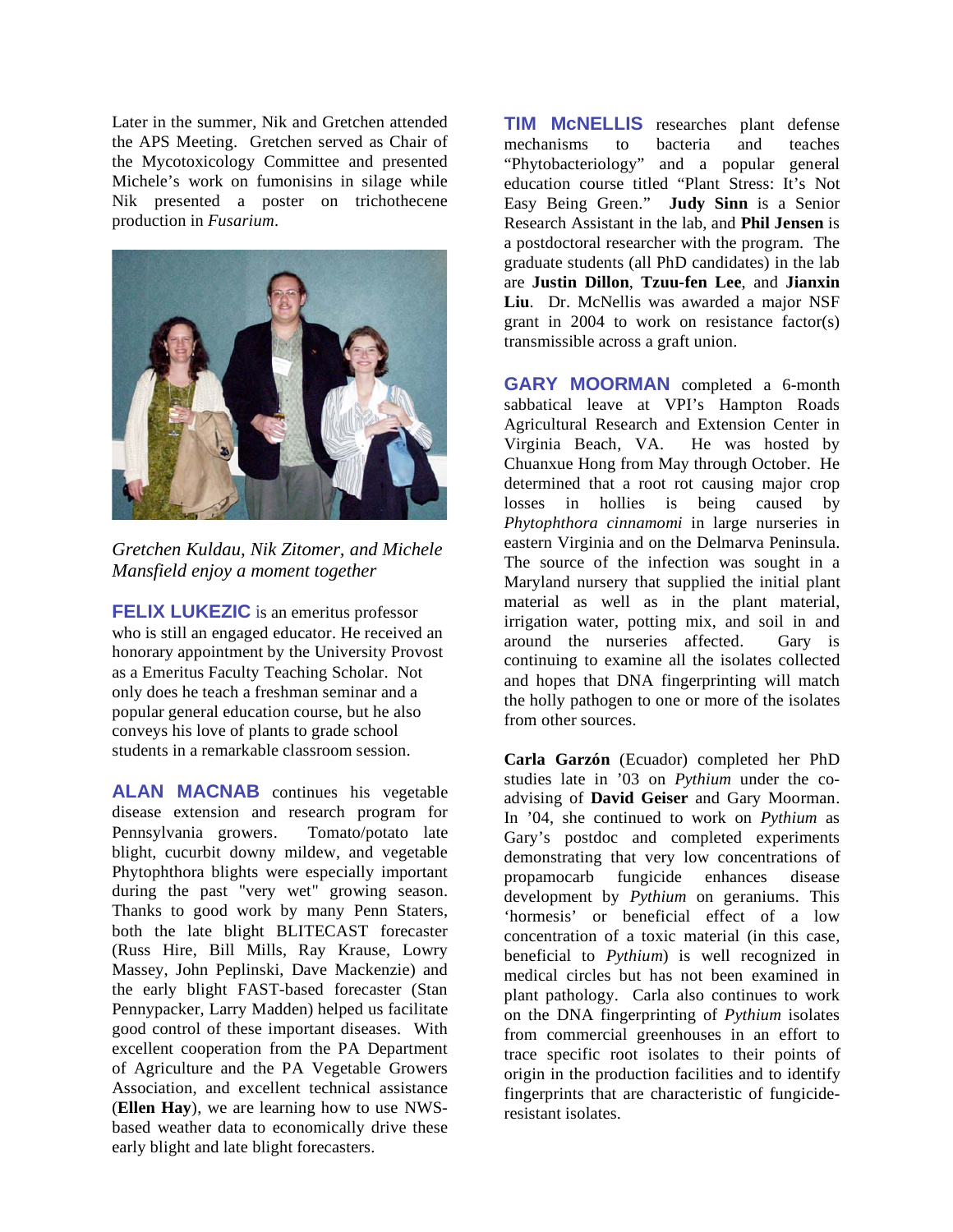Later in the summer, Nik and Gretchen attended the APS Meeting. Gretchen served as Chair of the Mycotoxicology Committee and presented Michele's work on fumonisins in silage while Nik presented a poster on trichothecene production in *Fusarium*.

*Gretchen Kuldau, Nik Zitomer, and Michele Mansfield enjoy a moment together*

**FELIX LUKEZIC** is an emeritus professor who is still an engaged educator. He received an honorary appointment by the University Provost as a Emeritus Faculty Teaching Scholar. Not only does he teach a freshman seminar and a popular general education course, but he also conveys his love of plants to grade school students in a remarkable classroom session.

**ALAN MACNAB** continues his vegetable disease extension and research program for Pennsylvania growers. Tomato/potato late blight, cucurbit downy mildew, and vegetable Phytophthora blights were especially important during the past "very wet" growing season. Thanks to good work by many Penn Staters, both the late blight BLITECAST forecaster (Russ Hire, Bill Mills, Ray Krause, Lowry Massey, John Peplinski, Dave Mackenzie) and the early blight FAST-based forecaster (Stan Pennypacker, Larry Madden) helped us facilitate good control of these important diseases. With excellent cooperation from the PA Department of Agriculture and the PA Vegetable Growers Association, and excellent technical assistance (**Ellen Hay**), we are learning how to use NWS-based weather data to economically drive these early blight and late blight forecasters.

**TIM McNELLIS** researches plant defense mechanisms to bacteria and teaches "Phytobacteriology" and a popular general education course titled "Plant Stress: It's Not Easy Being Green." **Judy Sinn** is a Senior Research Assistant in the lab, and **Phil Jensen** is a postdoctoral researcher with the program. The graduate students (all PhD candidates) in the lab are **Justin Dillon**, **Tzuu-fen Lee**, and **Jianxin Liu**. Dr. McNellis was awarded a major NSF grant in 2004 to work on resistance factor(s) transmissible across a graft union.

**GARY MOORMAN** completed a 6-month sabbatical leave at VPI's Hampton Roads Agricultural Research and Extension Center in Virginia Beach, VA. He was hosted by Chuanxue Hong from May through October. He determined that a root rot causing major crop losses in hollies is being caused by *Phytophthora cinnamomi* in large nurseries in eastern Virginia and on the Delmarva Peninsula. The source of the infection was sought in a Maryland nursery that supplied the initial plant material as well as in the plant material, irrigation water, potting mix, and soil in and around the nurseries affected. Gary is continuing to examine all the isolates collected and hopes that DNA fingerprinting will match the holly pathogen to one or more of the isolates from other sources.

**Carla Garzón** (Ecuador) completed her PhD studies late in '03 on *Pythium* under the co-advising of **David Geiser** and Gary Moorman. In '04, she continued to work on *Pythium* as Gary's postdoc and completed experiments demonstrating that very low concentrations of propamocarb fungicide enhances disease development by *Pythium* on geraniums. This 'hormesis' or beneficial effect of a low concentration of a toxic material (in this case, beneficial to *Pythium*) is well recognized in medical circles but has not been examined in plant pathology. Carla also continues to work on the DNA fingerprinting of *Pythium* isolates from commercial greenhouses in an effort to trace specific root isolates to their points of origin in the production facilities and to identify fingerprints that are characteristic of fungicide-resistant isolates.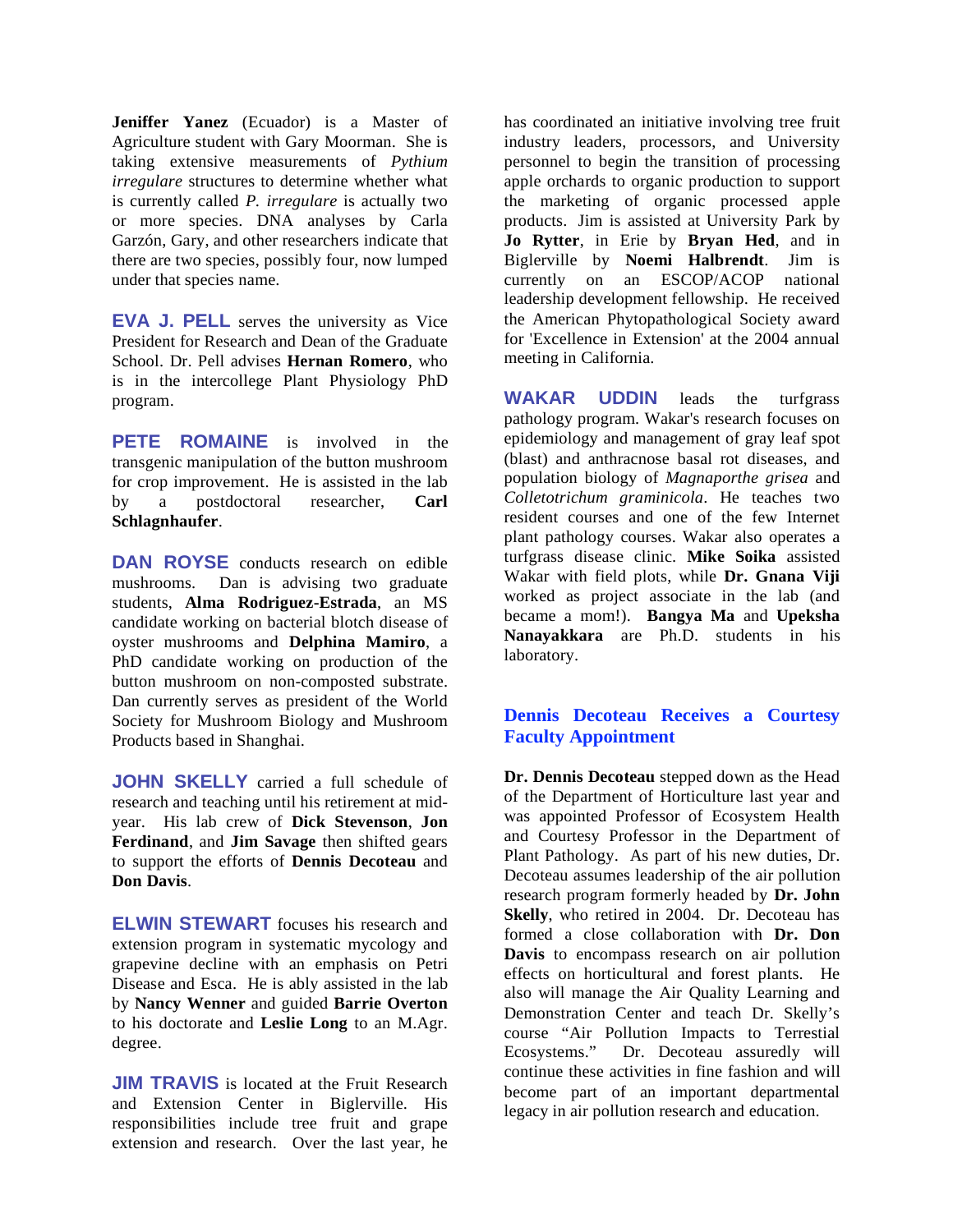**Jeniffer Yanez** (Ecuador) is a Master of Agriculture student with Gary Moorman. She is taking extensive measurements of *Pythium irregulare* structures to determine whether what is currently called *P. irregulare* is actually two or more species. DNA analyses by Carla Garzón, Gary, and other researchers indicate that there are two species, possibly four, now lumped under that species name.

**EVA J. PELL** serves the university as Vice President for Research and Dean of the Graduate School. Dr. Pell advises **Hernan Romero**, who is in the intercollege Plant Physiology PhD program.

**PETE ROMAINE** is involved in the transgenic manipulation of the button mushroom for crop improvement. He is assisted in the lab by a postdoctoral researcher, **Carl Schlagnhaufer**.

**DAN ROYSE** conducts research on edible mushrooms. Dan is advising two graduate students, **Alma Rodriguez-Estrada**, an MS candidate working on bacterial blotch disease of oyster mushrooms and **Delphina Mamiro**, a PhD candidate working on production of the button mushroom on non-composted substrate. Dan currently serves as president of the World Society for Mushroom Biology and Mushroom Products based in Shanghai.

**JOHN SKELLY** carried a full schedule of research and teaching until his retirement at mid-year. His lab crew of **Dick Stevenson**, **Jon Ferdinand**, and **Jim Savage** then shifted gears to support the efforts of **Dennis Decoteau** and **Don Davis**.

**ELWIN STEWART** focuses his research and extension program in systematic mycology and grapevine decline with an emphasis on Petri Disease and Esca. He is ably assisted in the lab by **Nancy Wenner** and guided **Barrie Overton** to his doctorate and **Leslie Long** to an M.Agr. degree.

**JIM TRAVIS** is located at the Fruit Research and Extension Center in Biglerville. His responsibilities include tree fruit and grape extension and research. Over the last year, he has coordinated an initiative involving tree fruit industry leaders, processors, and University personnel to begin the transition of processing apple orchards to organic production to support the marketing of organic processed apple products. Jim is assisted at University Park by **Jo Rytter**, in Erie by **Bryan Hed**, and in Biglerville by **Noemi Halbrendt**. Jim is currently on an ESCOP/ACOP national leadership development fellowship. He received the American Phytopathological Society award for 'Excellence in Extension' at the 2004 annual meeting in California.

**WAKAR UDDIN** leads the turfgrass pathology program. Wakar's research focuses on epidemiology and management of gray leaf spot (blast) and anthracnose basal rot diseases, and population biology of *Magnaporthe grisea* and *Colletotrichum graminicola*. He teaches two resident courses and one of the few Internet plant pathology courses. Wakar also operates a turfgrass disease clinic. **Mike Soika** assisted Wakar with field plots, while **Dr. Gnana Viji** worked as project associate in the lab (and became a mom!). **Bangya Ma** and **Upeksha Nanayakkara** are Ph.D. students in his laboratory.

## Dennis Decoteau Receives a Courtesy Faculty Appointment

**Dr. Dennis Decoteau** stepped down as the Head of the Department of Horticulture last year and was appointed Professor of Ecosystem Health and Courtesy Professor in the Department of Plant Pathology. As part of his new duties, Dr. Decoteau assumes leadership of the air pollution research program formerly headed by **Dr. John Skelly**, who retired in 2004. Dr. Decoteau has formed a close collaboration with **Dr. Don Davis** to encompass research on air pollution effects on horticultural and forest plants. He also will manage the Air Quality Learning and Demonstration Center and teach Dr. Skelly's course "Air Pollution Impacts to Terrestial Ecosystems." Dr. Decoteau assuredly will continue these activities in fine fashion and will become part of an important departmental legacy in air pollution research and education.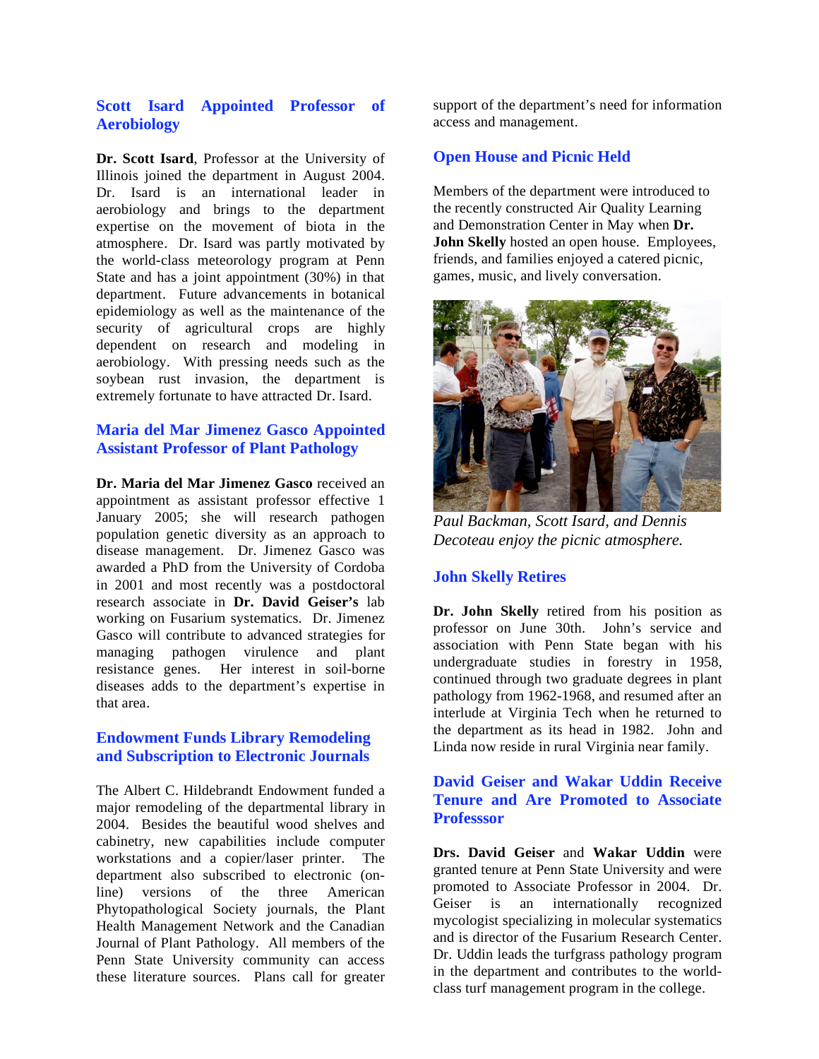## Scott Isard Appointed Professor of Aerobiology

**Dr. Scott Isard**, Professor at the University of Illinois joined the department in August 2004. Dr. Isard is an international leader in aerobiology and brings to the department expertise on the movement of biota in the atmosphere. Dr. Isard was partly motivated by the world-class meteorology program at Penn State and has a joint appointment (30%) in that department. Future advancements in botanical epidemiology as well as the maintenance of the security of agricultural crops are highly dependent on research and modeling in aerobiology. With pressing needs such as the soybean rust invasion, the department is extremely fortunate to have attracted Dr. Isard.

## Maria del Mar Jimenez Gasco Appointed Assistant Professor of Plant Pathology

**Dr. Maria del Mar Jimenez Gasco** received an appointment as assistant professor effective 1 January 2005; she will research pathogen population genetic diversity as an approach to disease management. Dr. Jimenez Gasco was awarded a PhD from the University of Cordoba in 2001 and most recently was a postdoctoral research associate in **Dr. David Geiser's** lab working on Fusarium systematics. Dr. Jimenez Gasco will contribute to advanced strategies for managing pathogen virulence and plant resistance genes. Her interest in soil-borne diseases adds to the department's expertise in that area.

## Endowment Funds Library Remodeling and Subscription to Electronic Journals

The Albert C. Hildebrandt Endowment funded a major remodeling of the departmental library in 2004. Besides the beautiful wood shelves and cabinetry, new capabilities include computer workstations and a copier/laser printer. The department also subscribed to electronic (on-line) versions of the three American Phytopathological Society journals, the Plant Health Management Network and the Canadian Journal of Plant Pathology. All members of the Penn State University community can access these literature sources. Plans call for greater support of the department's need for information access and management.

## Open House and Picnic Held

Members of the department were introduced to the recently constructed Air Quality Learning and Demonstration Center in May when **Dr. John Skelly** hosted an open house. Employees, friends, and families enjoyed a catered picnic, games, music, and lively conversation.

*Paul Backman, Scott Isard, and Dennis Decoteau enjoy the picnic atmosphere.*

## John Skelly Retires

**Dr. John Skelly** retired from his position as professor on June 30th. John's service and association with Penn State began with his undergraduate studies in forestry in 1958, continued through two graduate degrees in plant pathology from 1962-1968, and resumed after an interlude at Virginia Tech when he returned to the department as its head in 1982. John and Linda now reside in rural Virginia near family.

## David Geiser and Wakar Uddin Receive Tenure and Are Promoted to Associate Professsor

**Drs. David Geiser** and **Wakar Uddin** were granted tenure at Penn State University and were promoted to Associate Professor in 2004. Dr. Geiser is an internationally recognized mycologist specializing in molecular systematics and is director of the Fusarium Research Center. Dr. Uddin leads the turfgrass pathology program in the department and contributes to the world-class turf management program in the college.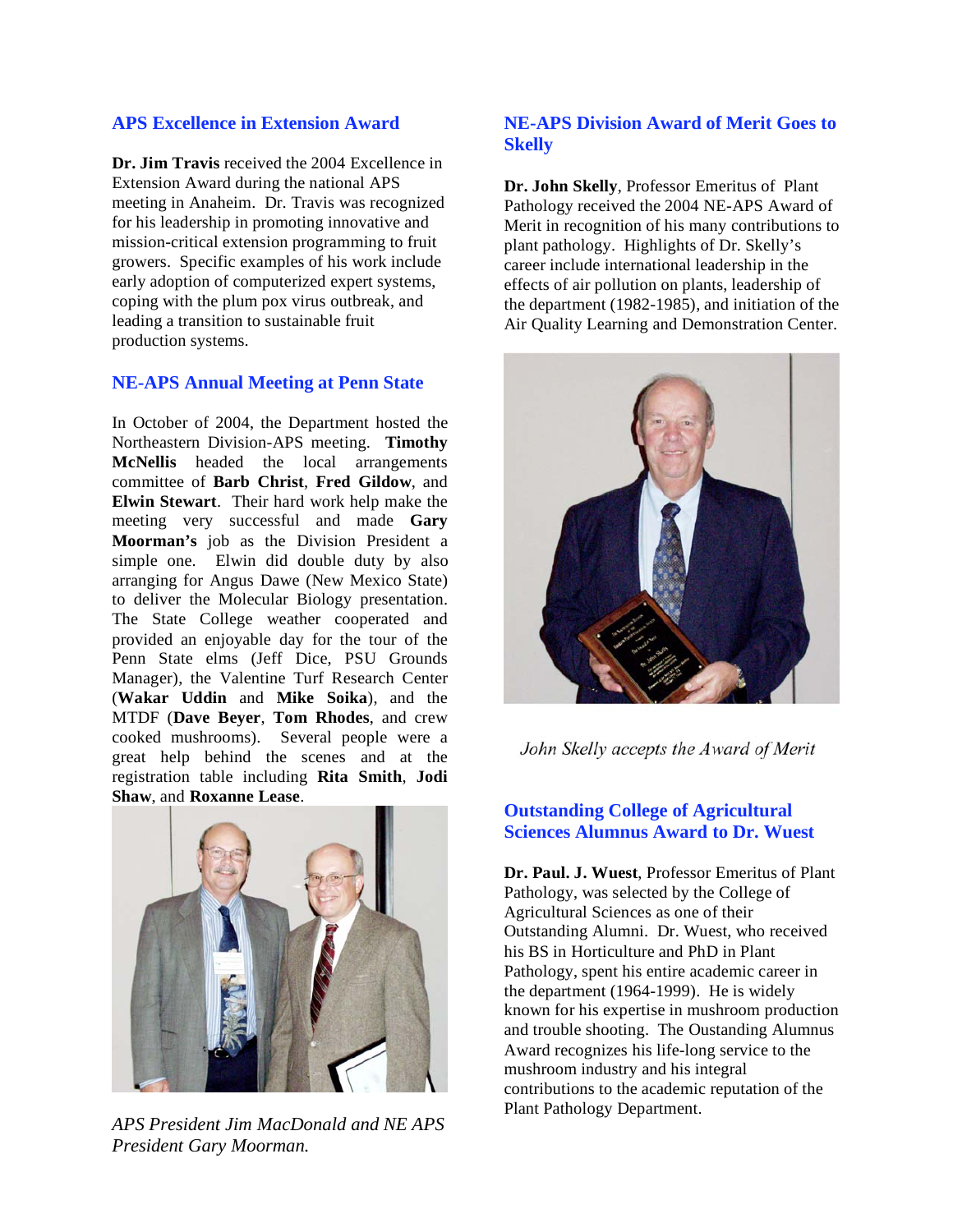## APS Excellence in Extension Award

**Dr. Jim Travis** received the 2004 Excellence in Extension Award during the national APS meeting in Anaheim. Dr. Travis was recognized for his leadership in promoting innovative and mission-critical extension programming to fruit growers. Specific examples of his work include early adoption of computerized expert systems, coping with the plum pox virus outbreak, and leading a transition to sustainable fruit production systems.

## NE-APS Annual Meeting at Penn State

In October of 2004, the Department hosted the Northeastern Division-APS meeting. **Timothy McNellis** headed the local arrangements committee of **Barb Christ**, **Fred Gildow**, and **Elwin Stewart**. Their hard work help make the meeting very successful and made **Gary Moorman's** job as the Division President a simple one. Elwin did double duty by also arranging for Angus Dawe (New Mexico State) to deliver the Molecular Biology presentation. The State College weather cooperated and provided an enjoyable day for the tour of the Penn State elms (Jeff Dice, PSU Grounds Manager), the Valentine Turf Research Center (**Wakar Uddin** and **Mike Soika**), and the MTDF (**Dave Beyer**, **Tom Rhodes**, and crew cooked mushrooms). Several people were a great help behind the scenes and at the registration table including **Rita Smith**, **Jodi Shaw**, and **Roxanne Lease**.

*APS President Jim MacDonald and NE APS President Gary Moorman.*

## NE-APS Division Award of Merit Goes to Skelly

**Dr. John Skelly**, Professor Emeritus of Plant Pathology received the 2004 NE-APS Award of Merit in recognition of his many contributions to plant pathology. Highlights of Dr. Skelly's career include international leadership in the effects of air pollution on plants, leadership of the department (1982-1985), and initiation of the Air Quality Learning and Demonstration Center.

*John Skelly accepts the Award of Merit*

## Outstanding College of Agricultural Sciences Alumnus Award to Dr. Wuest

**Dr. Paul. J. Wuest**, Professor Emeritus of Plant Pathology, was selected by the College of Agricultural Sciences as one of their Outstanding Alumni. Dr. Wuest, who received his BS in Horticulture and PhD in Plant Pathology, spent his entire academic career in the department (1964-1999). He is widely known for his expertise in mushroom production and trouble shooting. The Oustanding Alumnus Award recognizes his life-long service to the mushroom industry and his integral contributions to the academic reputation of the Plant Pathology Department.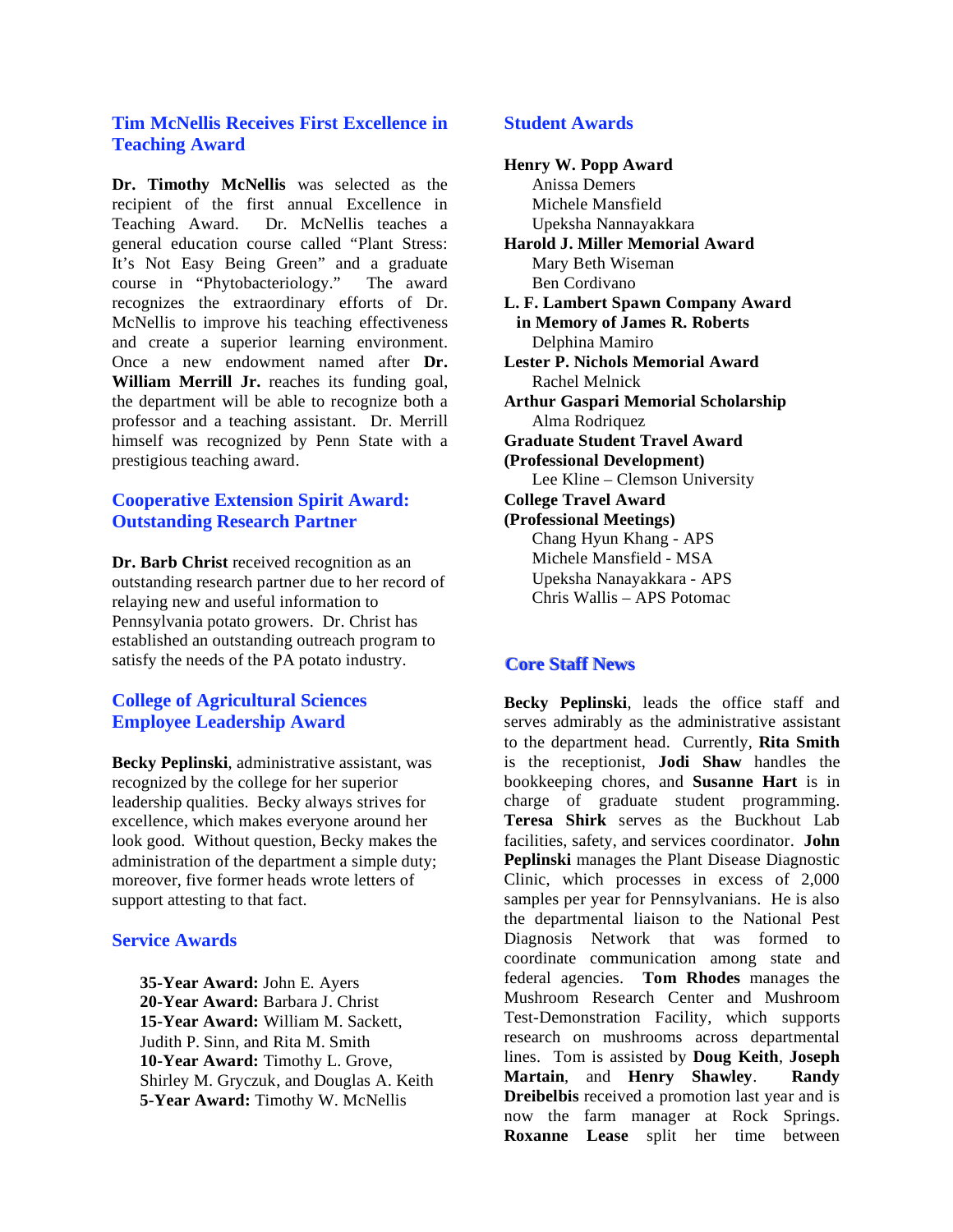## Tim McNellis Receives First Excellence in Teaching Award

**Dr. Timothy McNellis** was selected as the recipient of the first annual Excellence in Teaching Award. Dr. McNellis teaches a general education course called "Plant Stress: It's Not Easy Being Green" and a graduate course in "Phytobacteriology." The award recognizes the extraordinary efforts of Dr. McNellis to improve his teaching effectiveness and create a superior learning environment. Once a new endowment named after **Dr. William Merrill Jr.** reaches its funding goal, the department will be able to recognize both a professor and a teaching assistant. Dr. Merrill himself was recognized by Penn State with a prestigious teaching award.

## Cooperative Extension Spirit Award: Outstanding Research Partner

**Dr. Barb Christ** received recognition as an outstanding research partner due to her record of relaying new and useful information to Pennsylvania potato growers. Dr. Christ has established an outstanding outreach program to satisfy the needs of the PA potato industry.

## College of Agricultural Sciences Employee Leadership Award

**Becky Peplinski**, administrative assistant, was recognized by the college for her superior leadership qualities. Becky always strives for excellence, which makes everyone around her look good. Without question, Becky makes the administration of the department a simple duty; moreover, five former heads wrote letters of support attesting to that fact.

## Service Awards

**35-Year Award:** John E. Ayers
**20-Year Award:** Barbara J. Christ
**15-Year Award:** William M. Sackett, Judith P. Sinn, and Rita M. Smith
**10-Year Award:** Timothy L. Grove, Shirley M. Gryczuk, and Douglas A. Keith
**5-Year Award:** Timothy W. McNellis

## Student Awards

**Henry W. Popp Award**
- Anissa Demers
- Michele Mansfield
- Upeksha Nannayakkara

**Harold J. Miller Memorial Award**
- Mary Beth Wiseman
- Ben Cordivano

**L. F. Lambert Spawn Company Award in Memory of James R. Roberts**
- Delphina Mamiro

**Lester P. Nichols Memorial Award**
- Rachel Melnick

**Arthur Gaspari Memorial Scholarship**
- Alma Rodriquez

**Graduate Student Travel Award (Professional Development)**
- Lee Kline – Clemson University

**College Travel Award (Professional Meetings)**
- Chang Hyun Khang - APS
- Michele Mansfield - MSA
- Upeksha Nanayakkara - APS
- Chris Wallis – APS Potomac

## Core Staff News

**Becky Peplinski**, leads the office staff and serves admirably as the administrative assistant to the department head. Currently, **Rita Smith** is the receptionist, **Jodi Shaw** handles the bookkeeping chores, and **Susanne Hart** is in charge of graduate student programming. **Teresa Shirk** serves as the Buckhout Lab facilities, safety, and services coordinator. **John Peplinski** manages the Plant Disease Diagnostic Clinic, which processes in excess of 2,000 samples per year for Pennsylvanians. He is also the departmental liaison to the National Pest Diagnosis Network that was formed to coordinate communication among state and federal agencies. **Tom Rhodes** manages the Mushroom Research Center and Mushroom Test-Demonstration Facility, which supports research on mushrooms across departmental lines. Tom is assisted by **Doug Keith**, **Joseph Martain**, and **Henry Shawley**. **Randy Dreibelbis** received a promotion last year and is now the farm manager at Rock Springs. **Roxanne Lease** split her time between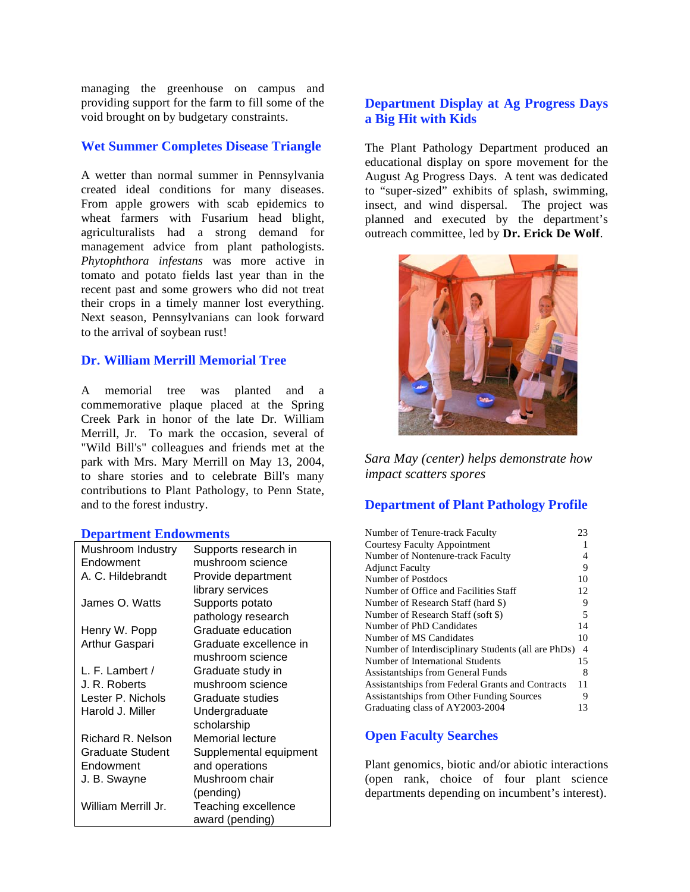managing the greenhouse on campus and providing support for the farm to fill some of the void brought on by budgetary constraints.

## Wet Summer Completes Disease Triangle

A wetter than normal summer in Pennsylvania created ideal conditions for many diseases. From apple growers with scab epidemics to wheat farmers with Fusarium head blight, agriculturalists had a strong demand for management advice from plant pathologists. *Phytophthora infestans* was more active in tomato and potato fields last year than in the recent past and some growers who did not treat their crops in a timely manner lost everything. Next season, Pennsylvanians can look forward to the arrival of soybean rust!

## Dr. William Merrill Memorial Tree

A memorial tree was planted and a commemorative plaque placed at the Spring Creek Park in honor of the late Dr. William Merrill, Jr. To mark the occasion, several of "Wild Bill's" colleagues and friends met at the park with Mrs. Mary Merrill on May 13, 2004, to share stories and to celebrate Bill's many contributions to Plant Pathology, to Penn State, and to the forest industry.

## Department Endowments

| Endowment | Purpose |
|---|---|
| Mushroom Industry Endowment | Supports research in mushroom science |
| A. C. Hildebrandt | Provide department library services |
| James O. Watts | Supports potato pathology research |
| Henry W. Popp | Graduate education |
| Arthur Gaspari | Graduate excellence in mushroom science |
| L. F. Lambert / J. R. Roberts | Graduate study in mushroom science |
| Lester P. Nichols | Graduate studies |
| Harold J. Miller | Undergraduate scholarship |
| Richard R. Nelson | Memorial lecture |
| Graduate Student Endowment | Supplemental equipment and operations |
| J. B. Swayne | Mushroom chair (pending) |
| William Merrill Jr. | Teaching excellence award (pending) |

## Department Display at Ag Progress Days a Big Hit with Kids

The Plant Pathology Department produced an educational display on spore movement for the August Ag Progress Days. A tent was dedicated to "super-sized" exhibits of splash, swimming, insect, and wind dispersal. The project was planned and executed by the department's outreach committee, led by **Dr. Erick De Wolf**.

*Sara May (center) helps demonstrate how impact scatters spores*

## Department of Plant Pathology Profile

| Item | Number |
|---|---|
| Number of Tenure-track Faculty | 23 |
| Courtesy Faculty Appointment | 1 |
| Number of Nontenure-track Faculty | 4 |
| Adjunct Faculty | 9 |
| Number of Postdocs | 10 |
| Number of Office and Facilities Staff | 12 |
| Number of Research Staff (hard $) | 9 |
| Number of Research Staff (soft $) | 5 |
| Number of PhD Candidates | 14 |
| Number of MS Candidates | 10 |
| Number of Interdisciplinary Students (all are PhDs) | 4 |
| Number of International Students | 15 |
| Assistantships from General Funds | 8 |
| Assistantships from Federal Grants and Contracts | 11 |
| Assistantships from Other Funding Sources | 9 |
| Graduating class of AY2003-2004 | 13 |

## Open Faculty Searches

Plant genomics, biotic and/or abiotic interactions (open rank, choice of four plant science departments depending on incumbent's interest).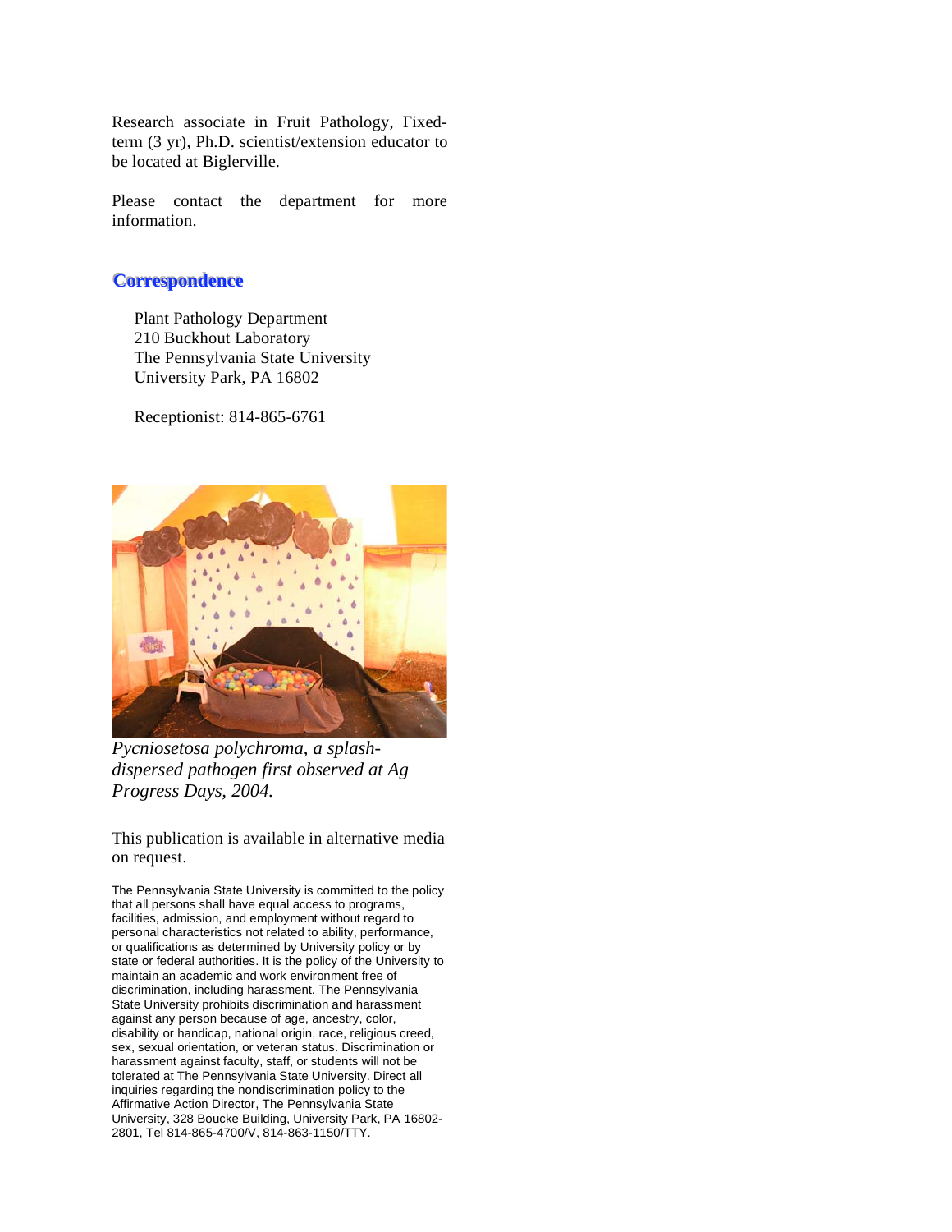Research associate in Fruit Pathology, Fixed-term (3 yr), Ph.D. scientist/extension educator to be located at Biglerville.

Please contact the department for more information.

## Correspondence

Plant Pathology Department
210 Buckhout Laboratory
The Pennsylvania State University
University Park, PA 16802

Receptionist: 814-865-6761

*Pycniosetosa polychroma, a splash-dispersed pathogen first observed at Ag Progress Days, 2004.*

This publication is available in alternative media on request.

The Pennsylvania State University is committed to the policy that all persons shall have equal access to programs, facilities, admission, and employment without regard to personal characteristics not related to ability, performance, or qualifications as determined by University policy or by state or federal authorities. It is the policy of the University to maintain an academic and work environment free of discrimination, including harassment. The Pennsylvania State University prohibits discrimination and harassment against any person because of age, ancestry, color, disability or handicap, national origin, race, religious creed, sex, sexual orientation, or veteran status. Discrimination or harassment against faculty, staff, or students will not be tolerated at The Pennsylvania State University. Direct all inquiries regarding the nondiscrimination policy to the Affirmative Action Director, The Pennsylvania State University, 328 Boucke Building, University Park, PA 16802-2801, Tel 814-865-4700/V, 814-863-1150/TTY.